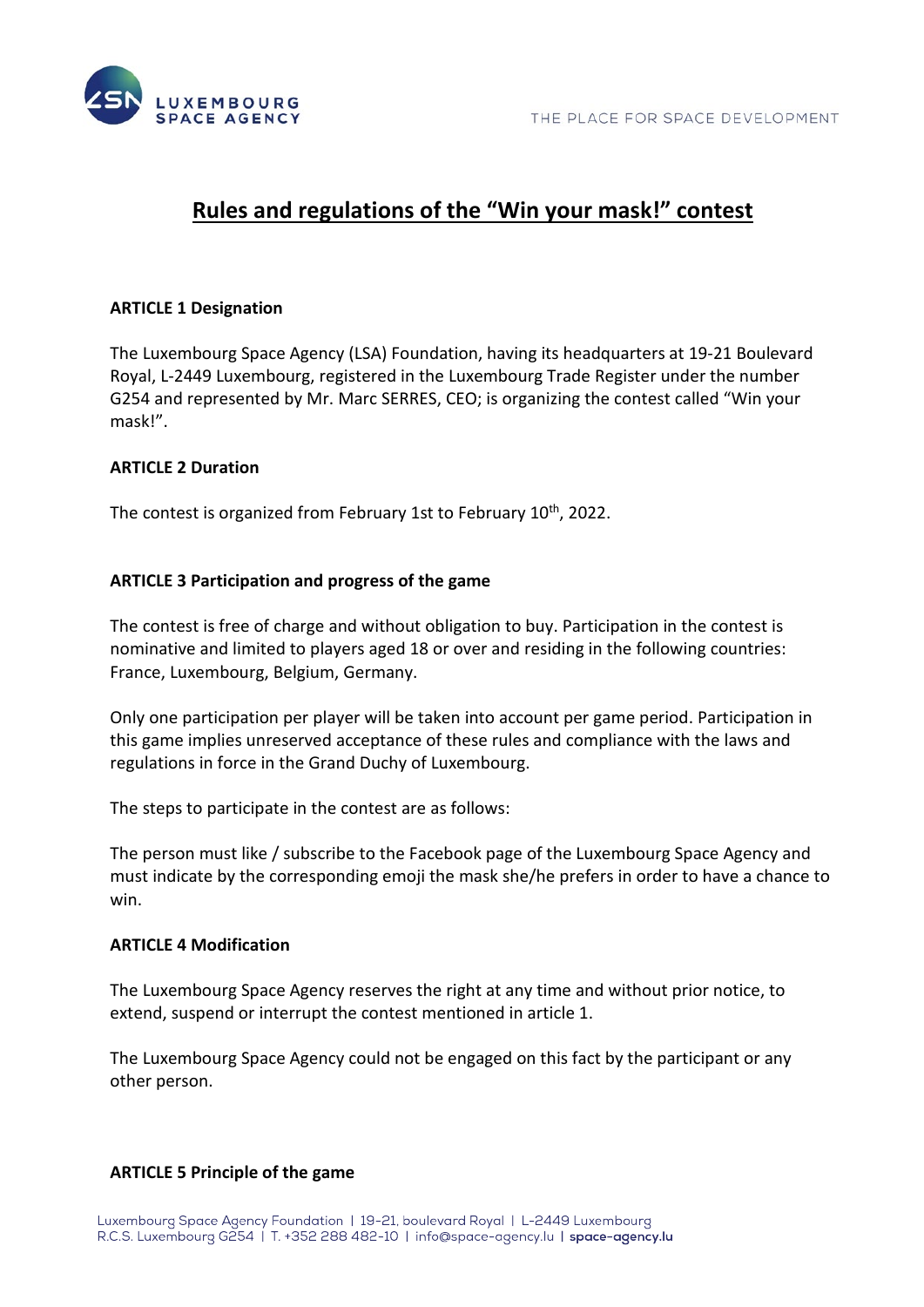# Rules and regulations of the "Win your mask!" contest

**ARTICLE 1 Designation**

The Luxembourg Space Agency (LSA) Foundation, having its headquarters at 19-21 Boulevard Royal, L-2449 Luxembourg, registered in the Luxembourg Trade Register under the number G254 and represented by Mr. Marc SERRES, CEO; is organizing the contest called "Win your mask!".

**ARTICLE 2 Duration**

The contest is organized from February 1st to February 10th, 2022.

**ARTICLE 3 Participation and progress of the game**

The contest is free of charge and without obligation to buy. Participation in the contest is nominative and limited to players aged 18 or over and residing in the following countries: France, Luxembourg, Belgium, Germany.

Only one participation per player will be taken into account per game period. Participation in this game implies unreserved acceptance of these rules and compliance with the laws and regulations in force in the Grand Duchy of Luxembourg.

The steps to participate in the contest are as follows:

The person must like / subscribe to the Facebook page of the Luxembourg Space Agency and must indicate by the corresponding emoji the mask she/he prefers in order to have a chance to win.

**ARTICLE 4 Modification**

The Luxembourg Space Agency reserves the right at any time and without prior notice, to extend, suspend or interrupt the contest mentioned in article 1.

The Luxembourg Space Agency could not be engaged on this fact by the participant or any other person.

**ARTICLE 5 Principle of the game**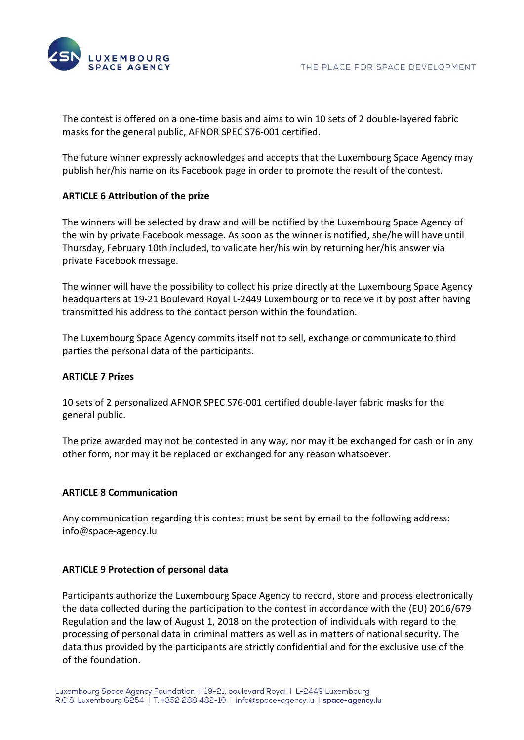The contest is offered on a one-time basis and aims to win 10 sets of 2 double-layered fabric masks for the general public, AFNOR SPEC S76-001 certified.

The future winner expressly acknowledges and accepts that the Luxembourg Space Agency may publish her/his name on its Facebook page in order to promote the result of the contest.

**ARTICLE 6 Attribution of the prize**

The winners will be selected by draw and will be notified by the Luxembourg Space Agency of the win by private Facebook message. As soon as the winner is notified, she/he will have until Thursday, February 10th included, to validate her/his win by returning her/his answer via private Facebook message.

The winner will have the possibility to collect his prize directly at the Luxembourg Space Agency headquarters at 19-21 Boulevard Royal L-2449 Luxembourg or to receive it by post after having transmitted his address to the contact person within the foundation.

The Luxembourg Space Agency commits itself not to sell, exchange or communicate to third parties the personal data of the participants.

**ARTICLE 7 Prizes**

10 sets of 2 personalized AFNOR SPEC S76-001 certified double-layer fabric masks for the general public.

The prize awarded may not be contested in any way, nor may it be exchanged for cash or in any other form, nor may it be replaced or exchanged for any reason whatsoever.

**ARTICLE 8 Communication**

Any communication regarding this contest must be sent by email to the following address: info@space-agency.lu

**ARTICLE 9 Protection of personal data**

Participants authorize the Luxembourg Space Agency to record, store and process electronically the data collected during the participation to the contest in accordance with the (EU) 2016/679 Regulation and the law of August 1, 2018 on the protection of individuals with regard to the processing of personal data in criminal matters as well as in matters of national security. The data thus provided by the participants are strictly confidential and for the exclusive use of the of the foundation.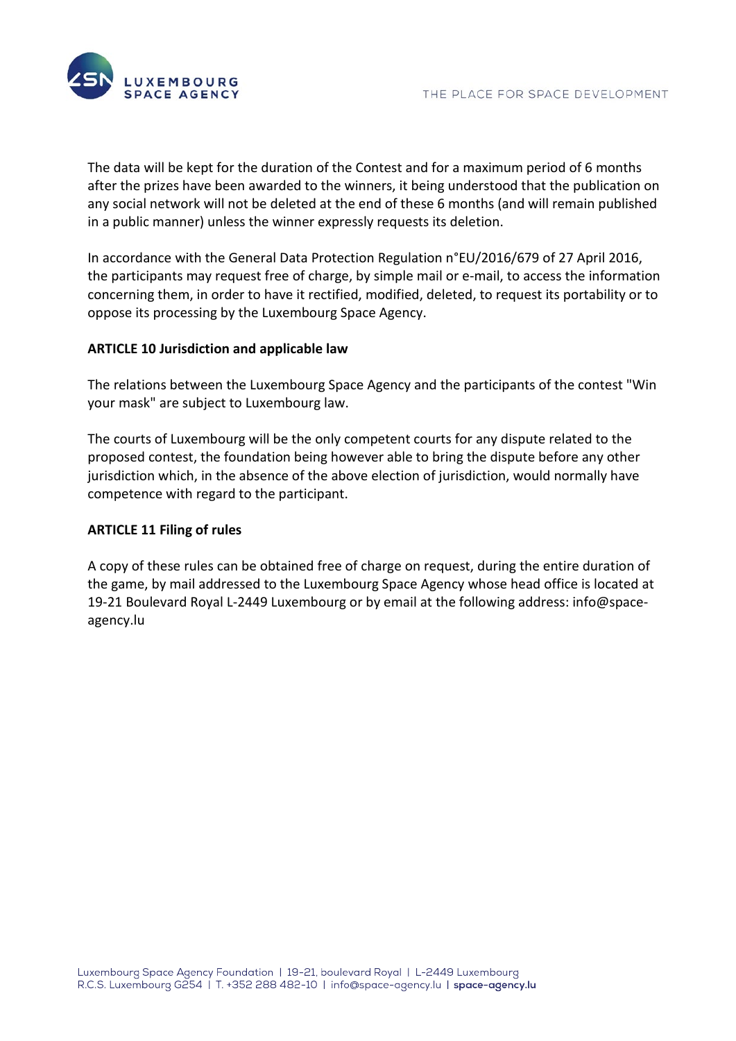The data will be kept for the duration of the Contest and for a maximum period of 6 months after the prizes have been awarded to the winners, it being understood that the publication on any social network will not be deleted at the end of these 6 months (and will remain published in a public manner) unless the winner expressly requests its deletion.

In accordance with the General Data Protection Regulation n°EU/2016/679 of 27 April 2016, the participants may request free of charge, by simple mail or e-mail, to access the information concerning them, in order to have it rectified, modified, deleted, to request its portability or to oppose its processing by the Luxembourg Space Agency.

**ARTICLE 10 Jurisdiction and applicable law**

The relations between the Luxembourg Space Agency and the participants of the contest "Win your mask" are subject to Luxembourg law.

The courts of Luxembourg will be the only competent courts for any dispute related to the proposed contest, the foundation being however able to bring the dispute before any other jurisdiction which, in the absence of the above election of jurisdiction, would normally have competence with regard to the participant.

**ARTICLE 11 Filing of rules**

A copy of these rules can be obtained free of charge on request, during the entire duration of the game, by mail addressed to the Luxembourg Space Agency whose head office is located at 19-21 Boulevard Royal L-2449 Luxembourg or by email at the following address: info@space-agency.lu